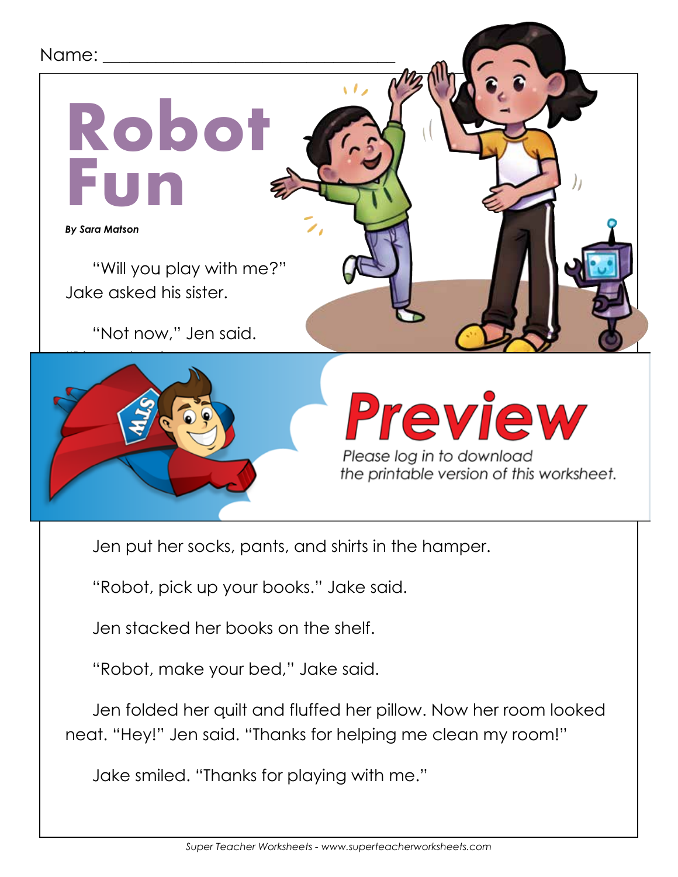Name: ______________________________

# Robot Fun

***By Sara Matson***

"Will you play with me?" Jake asked his sister.

"Not now," Jen said.

Preview

Please log in to download the printable version of this worksheet.

Jen put her socks, pants, and shirts in the hamper.

"Robot, pick up your books." Jake said.

Jen stacked her books on the shelf.

"Robot, make your bed," Jake said.

Jen folded her quilt and fluffed her pillow. Now her room looked neat. "Hey!" Jen said. "Thanks for helping me clean my room!"

Jake smiled. "Thanks for playing with me."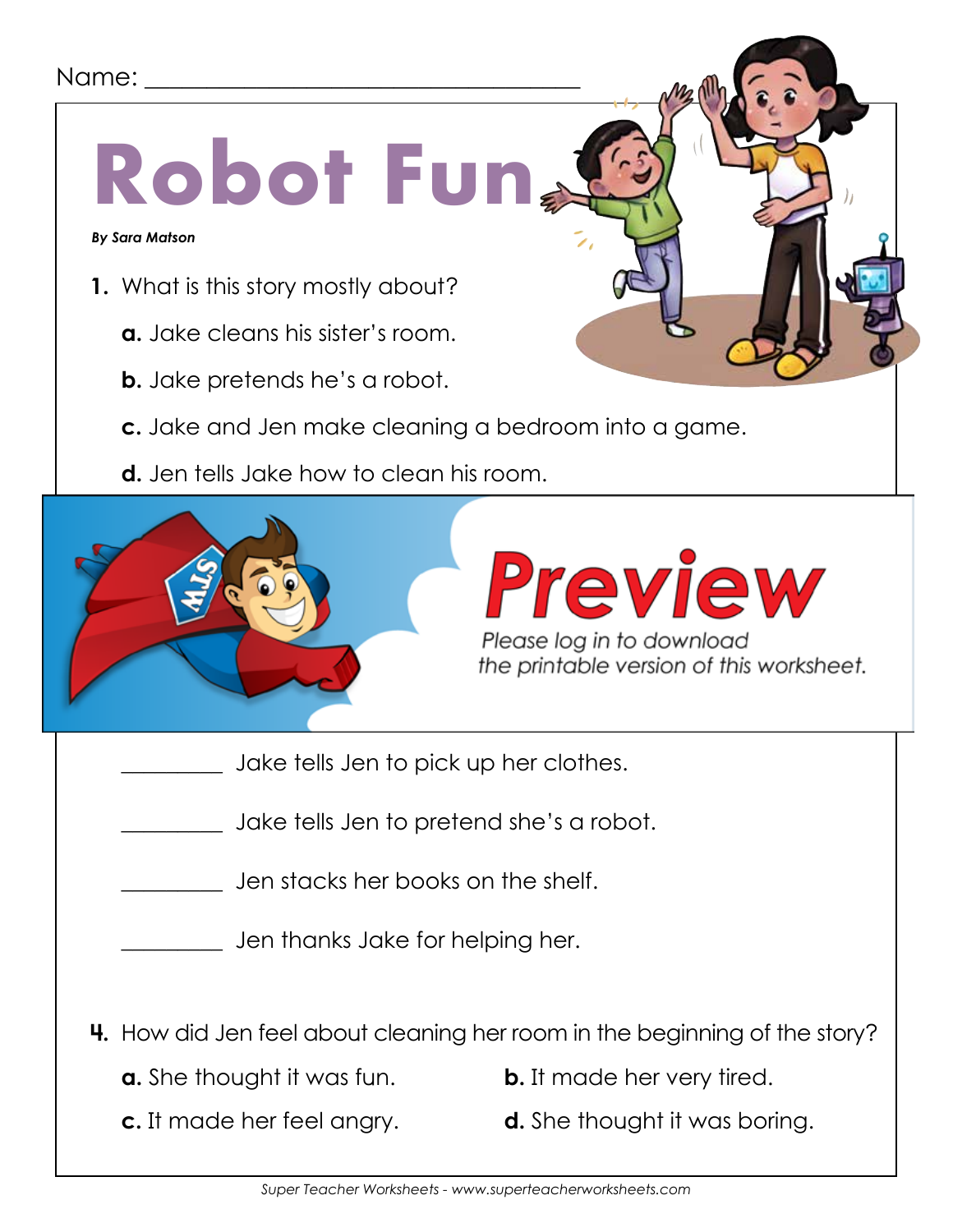Name: ___________________________________

# Robot Fun

***By Sara Matson***

**1.** What is this story mostly about?

**a.** Jake cleans his sister's room.

**b.** Jake pretends he's a robot.

**c.** Jake and Jen make cleaning a bedroom into a game.

**d.** Jen tells Jake how to clean his room.

Preview

*Please log in to download the printable version of this worksheet.*

_________ Jake tells Jen to pick up her clothes.

_________ Jake tells Jen to pretend she's a robot.

_________ Jen stacks her books on the shelf.

_________ Jen thanks Jake for helping her.

**4.** How did Jen feel about cleaning her room in the beginning of the story?

**a.** She thought it was fun.

**b.** It made her very tired.

**c.** It made her feel angry.

**d.** She thought it was boring.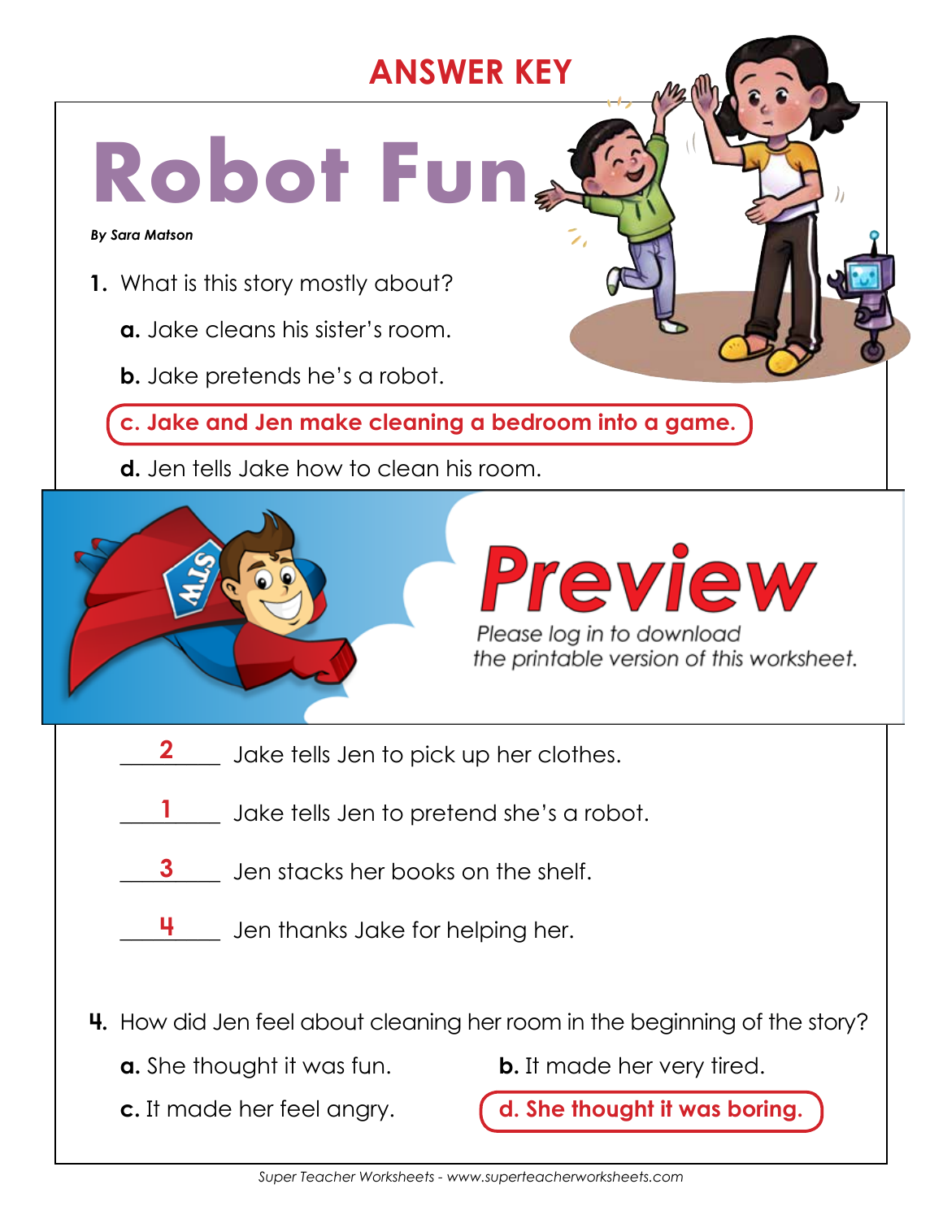ANSWER KEY

# Robot Fun

***By Sara Matson***

1. What is this story mostly about?

   **a.** Jake cleans his sister's room.

   **b.** Jake pretends he's a robot.

   **c. Jake and Jen make cleaning a bedroom into a game.**

   **d.** Jen tells Jake how to clean his room.

# Preview

*Please log in to download the printable version of this worksheet.*

**2** Jake tells Jen to pick up her clothes.

**1** Jake tells Jen to pretend she's a robot.

**3** Jen stacks her books on the shelf.

**4** Jen thanks Jake for helping her.

4. How did Jen feel about cleaning her room in the beginning of the story?

   **a.** She thought it was fun.

   **b.** It made her very tired.

   **c.** It made her feel angry.

   **d. She thought it was boring.**